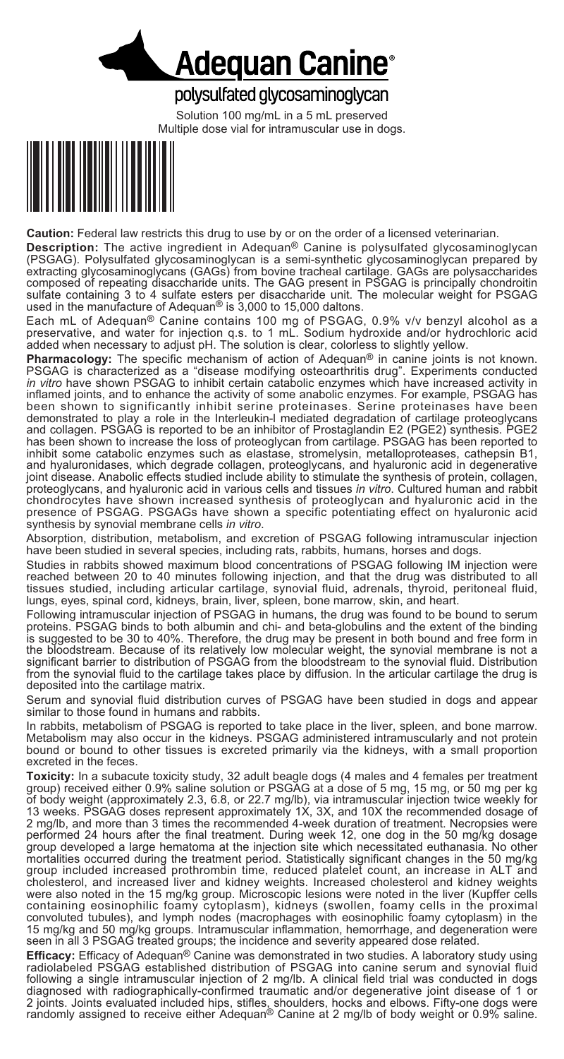# Adequan Canine®

## polysulfated glycosaminoglycan

Solution 100 mg/mL in a 5 mL preserved
Multiple dose vial for intramuscular use in dogs.

**Caution:** Federal law restricts this drug to use by or on the order of a licensed veterinarian.

**Description:** The active ingredient in Adequan® Canine is polysulfated glycosaminoglycan (PSGAG). Polysulfated glycosaminoglycan is a semi-synthetic glycosaminoglycan prepared by extracting glycosaminoglycans (GAGs) from bovine tracheal cartilage. GAGs are polysaccharides composed of repeating disaccharide units. The GAG present in PSGAG is principally chondroitin sulfate containing 3 to 4 sulfate esters per disaccharide unit. The molecular weight for PSGAG used in the manufacture of Adequan® is 3,000 to 15,000 daltons.

Each mL of Adequan® Canine contains 100 mg of PSGAG, 0.9% v/v benzyl alcohol as a preservative, and water for injection q.s. to 1 mL. Sodium hydroxide and/or hydrochloric acid added when necessary to adjust pH. The solution is clear, colorless to slightly yellow.

**Pharmacology:** The specific mechanism of action of Adequan® in canine joints is not known. PSGAG is characterized as a "disease modifying osteoarthritis drug". Experiments conducted *in vitro* have shown PSGAG to inhibit certain catabolic enzymes which have increased activity in inflamed joints, and to enhance the activity of some anabolic enzymes. For example, PSGAG has been shown to significantly inhibit serine proteinases. Serine proteinases have been demonstrated to play a role in the Interleukin-l mediated degradation of cartilage proteoglycans and collagen. PSGAG is reported to be an inhibitor of Prostaglandin E2 (PGE2) synthesis. PGE2 has been shown to increase the loss of proteoglycan from cartilage. PSGAG has been reported to inhibit some catabolic enzymes such as elastase, stromelysin, metalloproteases, cathepsin B1, and hyaluronidases, which degrade collagen, proteoglycans, and hyaluronic acid in degenerative joint disease. Anabolic effects studied include ability to stimulate the synthesis of protein, collagen, proteoglycans, and hyaluronic acid in various cells and tissues *in vitro*. Cultured human and rabbit chondrocytes have shown increased synthesis of proteoglycan and hyaluronic acid in the presence of PSGAG. PSGAGs have shown a specific potentiating effect on hyaluronic acid synthesis by synovial membrane cells *in vitro*.

Absorption, distribution, metabolism, and excretion of PSGAG following intramuscular injection have been studied in several species, including rats, rabbits, humans, horses and dogs.

Studies in rabbits showed maximum blood concentrations of PSGAG following IM injection were reached between 20 to 40 minutes following injection, and that the drug was distributed to all tissues studied, including articular cartilage, synovial fluid, adrenals, thyroid, peritoneal fluid, lungs, eyes, spinal cord, kidneys, brain, liver, spleen, bone marrow, skin, and heart.

Following intramuscular injection of PSGAG in humans, the drug was found to be bound to serum proteins. PSGAG binds to both albumin and chi- and beta-globulins and the extent of the binding is suggested to be 30 to 40%. Therefore, the drug may be present in both bound and free form in the bloodstream. Because of its relatively low molecular weight, the synovial membrane is not a significant barrier to distribution of PSGAG from the bloodstream to the synovial fluid. Distribution from the synovial fluid to the cartilage takes place by diffusion. In the articular cartilage the drug is deposited into the cartilage matrix.

Serum and synovial fluid distribution curves of PSGAG have been studied in dogs and appear similar to those found in humans and rabbits.

In rabbits, metabolism of PSGAG is reported to take place in the liver, spleen, and bone marrow. Metabolism may also occur in the kidneys. PSGAG administered intramuscularly and not protein bound or bound to other tissues is excreted primarily via the kidneys, with a small proportion excreted in the feces.

**Toxicity:** In a subacute toxicity study, 32 adult beagle dogs (4 males and 4 females per treatment group) received either 0.9% saline solution or PSGAG at a dose of 5 mg, 15 mg, or 50 mg per kg of body weight (approximately 2.3, 6.8, or 22.7 mg/lb), via intramuscular injection twice weekly for 13 weeks. PSGAG doses represent approximately 1X, 3X, and 10X the recommended dosage of 2 mg/lb, and more than 3 times the recommended 4-week duration of treatment. Necropsies were performed 24 hours after the final treatment. During week 12, one dog in the 50 mg/kg dosage group developed a large hematoma at the injection site which necessitated euthanasia. No other mortalities occurred during the treatment period. Statistically significant changes in the 50 mg/kg group included increased prothrombin time, reduced platelet count, an increase in ALT and cholesterol, and increased liver and kidney weights. Increased cholesterol and kidney weights were also noted in the 15 mg/kg group. Microscopic lesions were noted in the liver (Kupffer cells containing eosinophilic foamy cytoplasm), kidneys (swollen, foamy cells in the proximal convoluted tubules), and lymph nodes (macrophages with eosinophilic foamy cytoplasm) in the 15 mg/kg and 50 mg/kg groups. Intramuscular inflammation, hemorrhage, and degeneration were seen in all 3 PSGAG treated groups; the incidence and severity appeared dose related.

**Efficacy:** Efficacy of Adequan® Canine was demonstrated in two studies. A laboratory study using radiolabeled PSGAG established distribution of PSGAG into canine serum and synovial fluid following a single intramuscular injection of 2 mg/lb. A clinical field trial was conducted in dogs diagnosed with radiographically-confirmed traumatic and/or degenerative joint disease of 1 or 2 joints. Joints evaluated included hips, stifles, shoulders, hocks and elbows. Fifty-one dogs were randomly assigned to receive either Adequan® Canine at 2 mg/lb of body weight or 0.9% saline.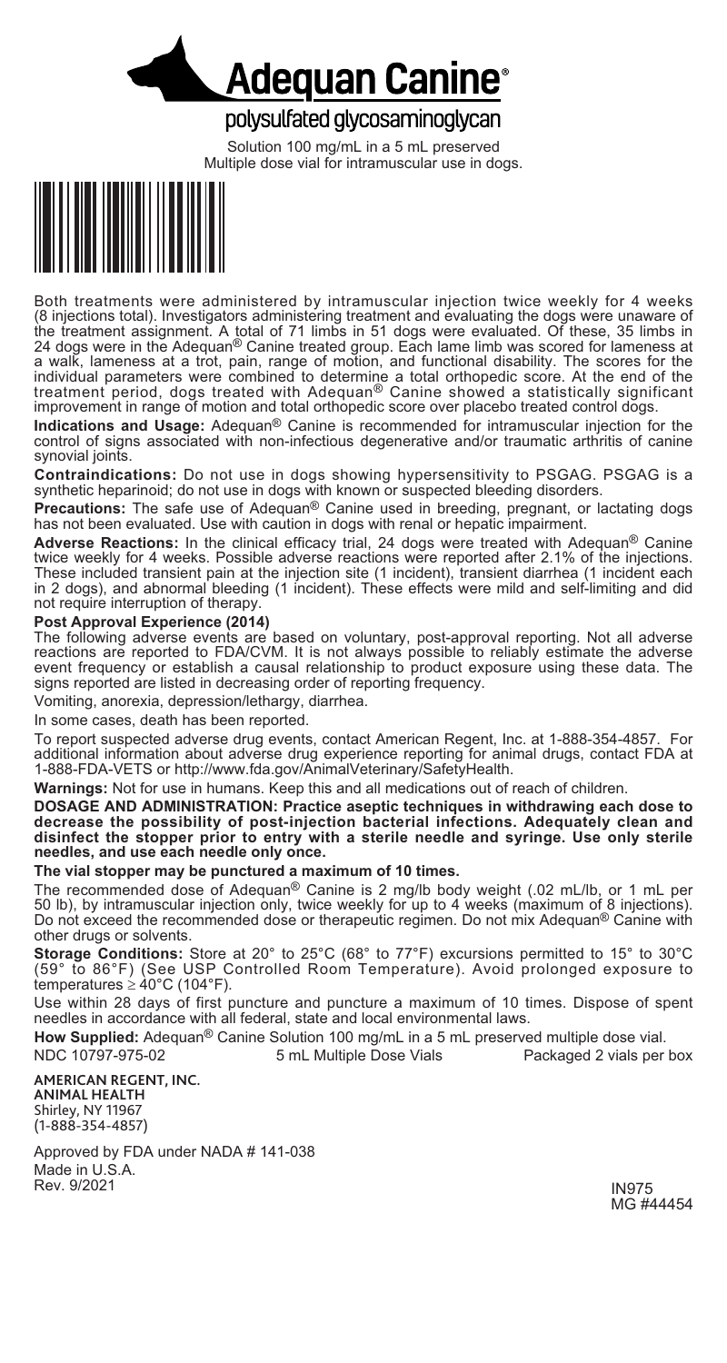# Adequan Canine®

## polysulfated glycosaminoglycan

Solution 100 mg/mL in a 5 mL preserved
Multiple dose vial for intramuscular use in dogs.

Both treatments were administered by intramuscular injection twice weekly for 4 weeks (8 injections total). Investigators administering treatment and evaluating the dogs were unaware of the treatment assignment. A total of 71 limbs in 51 dogs were evaluated. Of these, 35 limbs in 24 dogs were in the Adequan® Canine treated group. Each lame limb was scored for lameness at a walk, lameness at a trot, pain, range of motion, and functional disability. The scores for the individual parameters were combined to determine a total orthopedic score. At the end of the treatment period, dogs treated with Adequan® Canine showed a statistically significant improvement in range of motion and total orthopedic score over placebo treated control dogs.

**Indications and Usage:** Adequan® Canine is recommended for intramuscular injection for the control of signs associated with non-infectious degenerative and/or traumatic arthritis of canine synovial joints.

**Contraindications:** Do not use in dogs showing hypersensitivity to PSGAG. PSGAG is a synthetic heparinoid; do not use in dogs with known or suspected bleeding disorders.

**Precautions:** The safe use of Adequan® Canine used in breeding, pregnant, or lactating dogs has not been evaluated. Use with caution in dogs with renal or hepatic impairment.

**Adverse Reactions:** In the clinical efficacy trial, 24 dogs were treated with Adequan® Canine twice weekly for 4 weeks. Possible adverse reactions were reported after 2.1% of the injections. These included transient pain at the injection site (1 incident), transient diarrhea (1 incident each in 2 dogs), and abnormal bleeding (1 incident). These effects were mild and self-limiting and did not require interruption of therapy.

**Post Approval Experience (2014)**

The following adverse events are based on voluntary, post-approval reporting. Not all adverse reactions are reported to FDA/CVM. It is not always possible to reliably estimate the adverse event frequency or establish a causal relationship to product exposure using these data. The signs reported are listed in decreasing order of reporting frequency.

Vomiting, anorexia, depression/lethargy, diarrhea.

In some cases, death has been reported.

To report suspected adverse drug events, contact American Regent, Inc. at 1-888-354-4857. For additional information about adverse drug experience reporting for animal drugs, contact FDA at 1-888-FDA-VETS or http://www.fda.gov/AnimalVeterinary/SafetyHealth.

**Warnings:** Not for use in humans. Keep this and all medications out of reach of children.

**DOSAGE AND ADMINISTRATION: Practice aseptic techniques in withdrawing each dose to decrease the possibility of post-injection bacterial infections. Adequately clean and disinfect the stopper prior to entry with a sterile needle and syringe. Use only sterile needles, and use each needle only once.**

**The vial stopper may be punctured a maximum of 10 times.**

The recommended dose of Adequan® Canine is 2 mg/lb body weight (.02 mL/lb, or 1 mL per 50 lb), by intramuscular injection only, twice weekly for up to 4 weeks (maximum of 8 injections). Do not exceed the recommended dose or therapeutic regimen. Do not mix Adequan® Canine with other drugs or solvents.

**Storage Conditions:** Store at 20° to 25°C (68° to 77°F) excursions permitted to 15° to 30°C (59° to 86°F) (See USP Controlled Room Temperature). Avoid prolonged exposure to temperatures ≥ 40°C (104°F).

Use within 28 days of first puncture and puncture a maximum of 10 times. Dispose of spent needles in accordance with all federal, state and local environmental laws.

**How Supplied:** Adequan® Canine Solution 100 mg/mL in a 5 mL preserved multiple dose vial.

NDC 10797-975-02 5 mL Multiple Dose Vials Packaged 2 vials per box

AMERICAN REGENT, INC.
ANIMAL HEALTH
Shirley, NY 11967
(1-888-354-4857)

Approved by FDA under NADA # 141-038
Made in U.S.A.
Rev. 9/2021

IN975
MG #44454